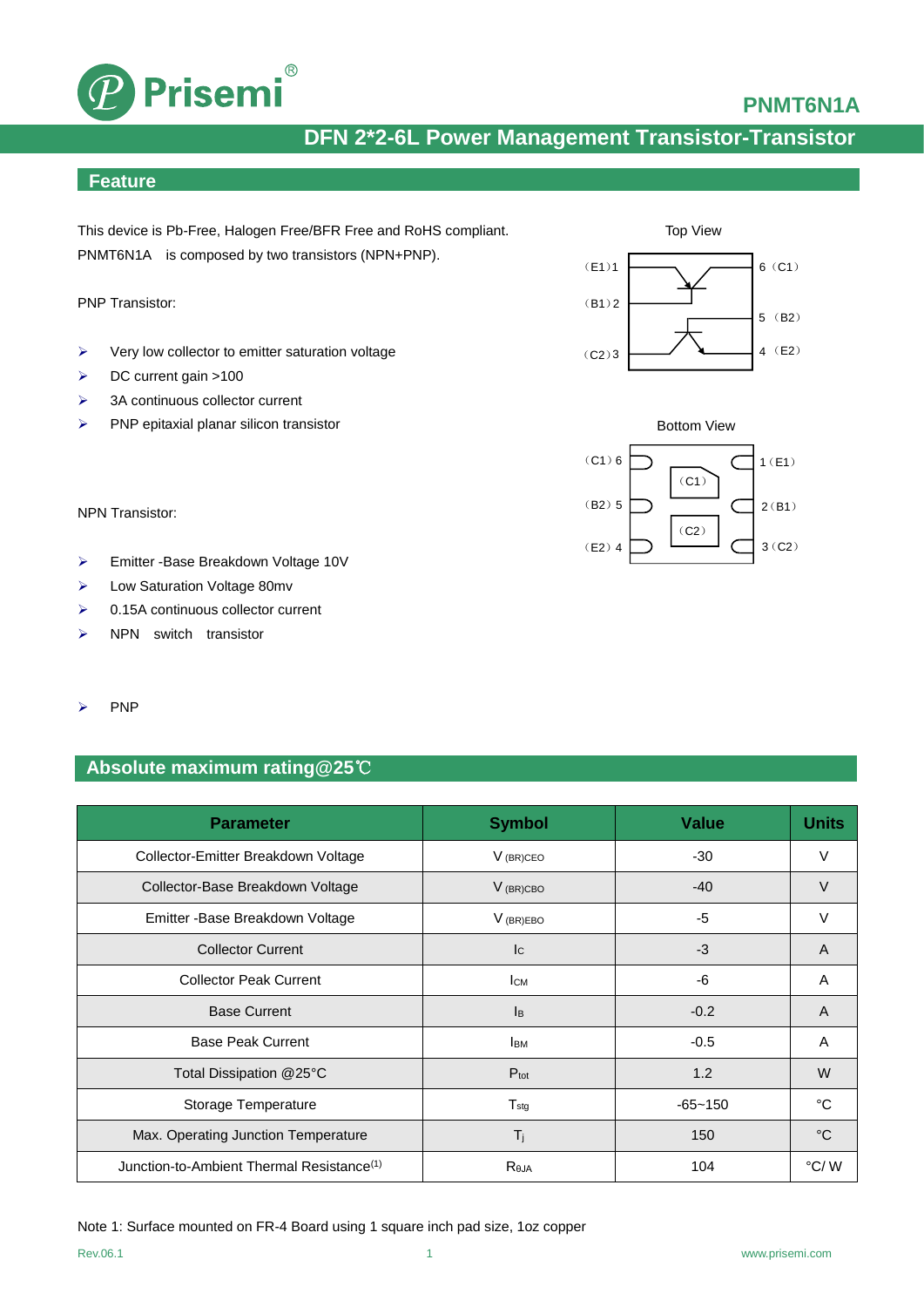# PNMT6N1A

## DFN 2*2-6L Power Management Transistor-Transistor

### Feature

This device is Pb-Free, Halogen Free/BFR Free and RoHS compliant.

PNMT6N1A is composed by two transistors (NPN+PNP).

PNP Transistor:

- Very low collector to emitter saturation voltage
- DC current gain >100
- 3A continuous collector current
- PNP epitaxial planar silicon transistor

NPN Transistor:

- Emitter -Base Breakdown Voltage 10V
- Low Saturation Voltage 80mv
- 0.15A continuous collector current
- NPN switch transistor

Top View

(E1) 1, (B1) 2, (C2) 3, 6 (C1), 5 (B2), 4 (E2)

Bottom View

(C1) 6, (B2) 5, (E2) 4, 1 (E1), 2 (B1), 3 (C2), (C1), (C2)

- PNP

### Absolute maximum rating@25℃

| Parameter | Symbol | Value | Units |
|---|---|---|---|
| Collector-Emitter Breakdown Voltage | $V_{(BR)CEO}$ | -30 | V |
| Collector-Base Breakdown Voltage | $V_{(BR)CBO}$ | -40 | V |
| Emitter -Base Breakdown Voltage | $V_{(BR)EBO}$ | -5 | V |
| Collector Current | $I_C$ | -3 | A |
| Collector Peak Current | $I_{CM}$ | -6 | A |
| Base Current | $I_B$ | -0.2 | A |
| Base Peak Current | $I_{BM}$ | -0.5 | A |
| Total Dissipation @25°C | $P_{tot}$ | 1.2 | W |
| Storage Temperature | $T_{stg}$ | -65~150 | °C |
| Max. Operating Junction Temperature | $T_j$ | 150 | °C |
| Junction-to-Ambient Thermal Resistance(1) | $R_{\theta JA}$ | 104 | °C/ W |

Note 1: Surface mounted on FR-4 Board using 1 square inch pad size, 1oz copper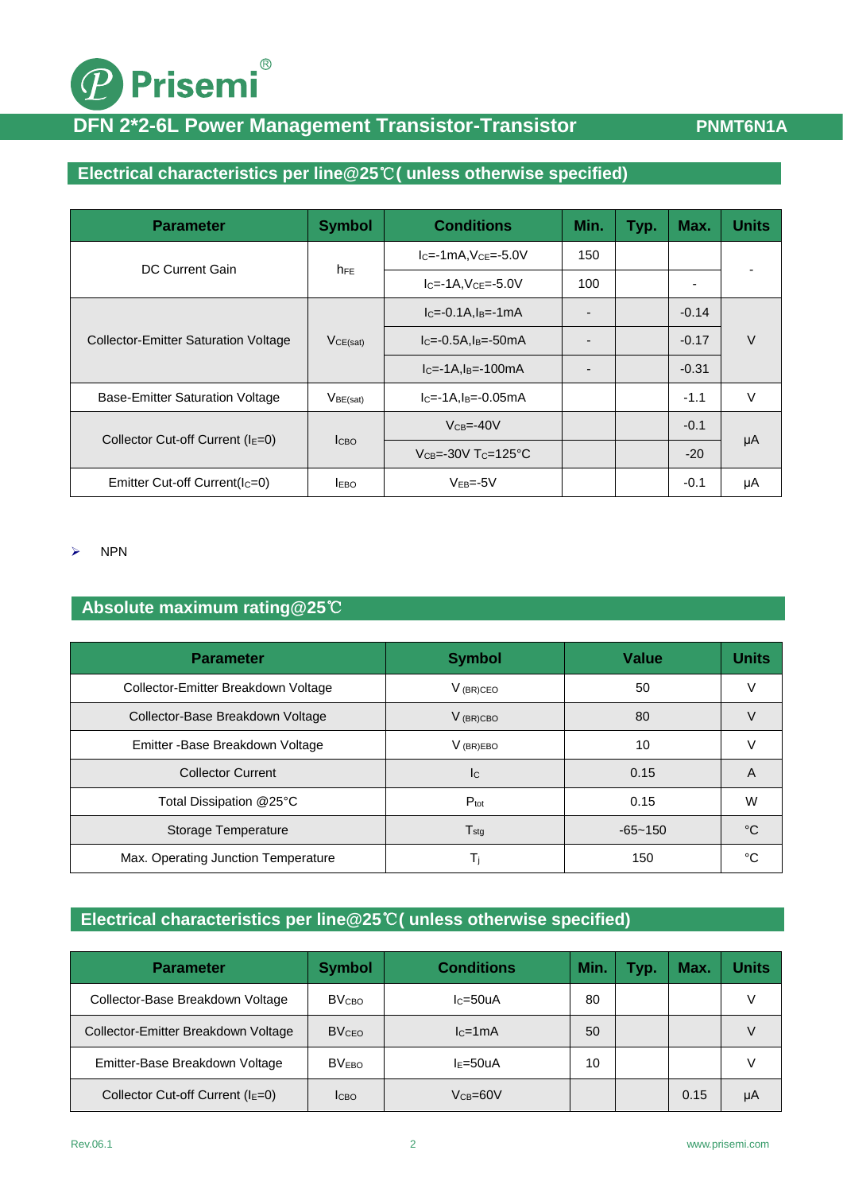## Electrical characteristics per line@25℃( unless otherwise specified)

| Parameter | Symbol | Conditions | Min. | Typ. | Max. | Units |
|---|---|---|---|---|---|---|
| DC Current Gain | $h_{FE}$ | $I_C$=-1mA,$V_{CE}$=-5.0V | 150 | | | - |
| | | $I_C$=-1A,$V_{CE}$=-5.0V | 100 | | - | |
| Collector-Emitter Saturation Voltage | $V_{CE(sat)}$ | $I_C$=-0.1A,$I_B$=-1mA | - | | -0.14 | V |
| | | $I_C$=-0.5A,$I_B$=-50mA | - | | -0.17 | |
| | | $I_C$=-1A,$I_B$=-100mA | - | | -0.31 | |
| Base-Emitter Saturation Voltage | $V_{BE(sat)}$ | $I_C$=-1A,$I_B$=-0.05mA | | | -1.1 | V |
| Collector Cut-off Current ($I_E$=0) | $I_{CBO}$ | $V_{CB}$=-40V | | | -0.1 | μA |
| | | $V_{CB}$=-30V $T_C$=125°C | | | -20 | |
| Emitter Cut-off Current($I_C$=0) | $I_{EBO}$ | $V_{EB}$=-5V | | | -0.1 | μA |

- NPN

## Absolute maximum rating@25℃

| Parameter | Symbol | Value | Units |
|---|---|---|---|
| Collector-Emitter Breakdown Voltage | $V_{(BR)CEO}$ | 50 | V |
| Collector-Base Breakdown Voltage | $V_{(BR)CBO}$ | 80 | V |
| Emitter -Base Breakdown Voltage | $V_{(BR)EBO}$ | 10 | V |
| Collector Current | $I_C$ | 0.15 | A |
| Total Dissipation @25°C | $P_{tot}$ | 0.15 | W |
| Storage Temperature | $T_{stg}$ | -65~150 | °C |
| Max. Operating Junction Temperature | $T_j$ | 150 | °C |

## Electrical characteristics per line@25℃( unless otherwise specified)

| Parameter | Symbol | Conditions | Min. | Typ. | Max. | Units |
|---|---|---|---|---|---|---|
| Collector-Base Breakdown Voltage | $BV_{CBO}$ | $I_C$=50uA | 80 | | | V |
| Collector-Emitter Breakdown Voltage | $BV_{CEO}$ | $I_C$=1mA | 50 | | | V |
| Emitter-Base Breakdown Voltage | $BV_{EBO}$ | $I_E$=50uA | 10 | | | V |
| Collector Cut-off Current ($I_E$=0) | $I_{CBO}$ | $V_{CB}$=60V | | | 0.15 | μA |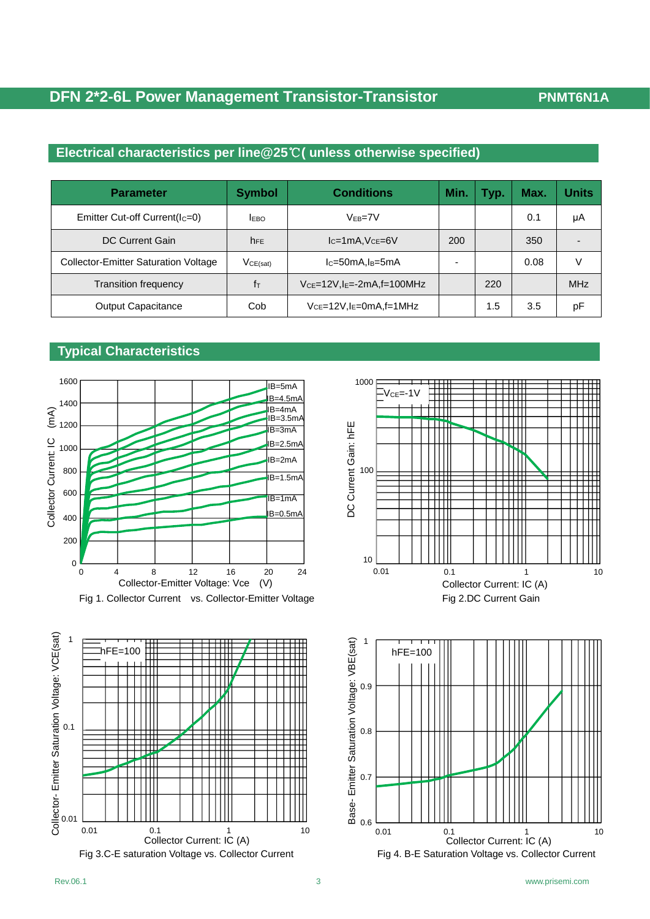## Electrical characteristics per line@25℃( unless otherwise specified)

| Parameter | Symbol | Conditions | Min. | Typ. | Max. | Units |
|---|---|---|---|---|---|---|
| Emitter Cut-off Current($I_C$=0) | $I_{EBO}$ | $V_{EB}$=7V | | | 0.1 | μA |
| DC Current Gain | $h_{FE}$ | $I_C$=1mA,$V_{CE}$=6V | 200 | | 350 | - |
| Collector-Emitter Saturation Voltage | $V_{CE(sat)}$ | $I_C$=50mA,$I_B$=5mA | - | | 0.08 | V |
| Transition frequency | $f_T$ | $V_{CE}$=12V,$I_E$=-2mA,f=100MHz | | 220 | | MHz |
| Output Capacitance | Cob | $V_{CE}$=12V,$I_E$=0mA,f=1MHz | | 1.5 | 3.5 | pF |

## Typical Characteristics

Fig 1. Collector Current vs. Collector-Emitter Voltage

Fig 2.DC Current Gain

Fig 3.C-E saturation Voltage vs. Collector Current

Fig 4. B-E Saturation Voltage vs. Collector Current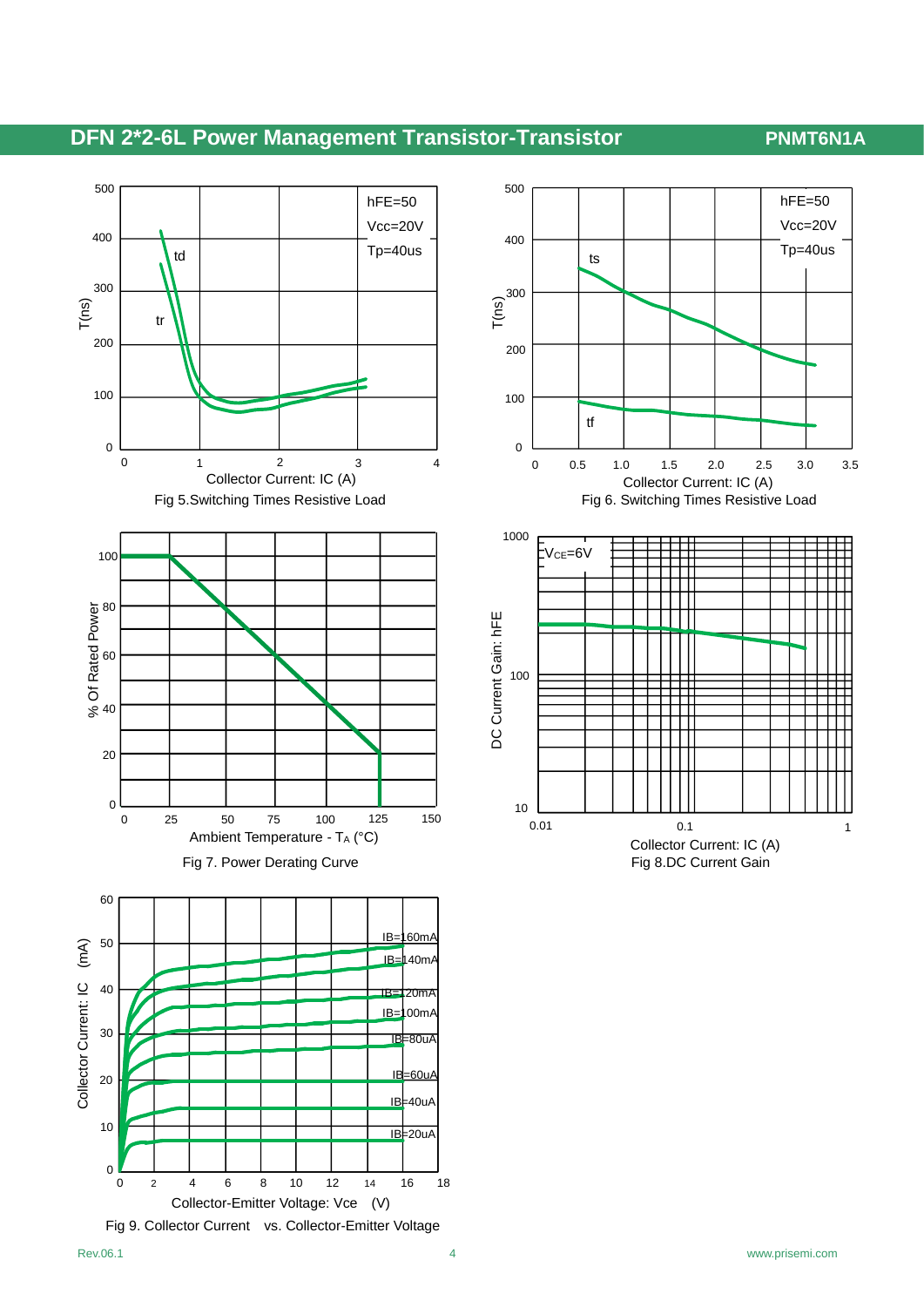Fig 5.Switching Times Resistive Load

Fig 6. Switching Times Resistive Load

Fig 7. Power Derating Curve

Fig 8.DC Current Gain

Fig 9. Collector Current vs. Collector-Emitter Voltage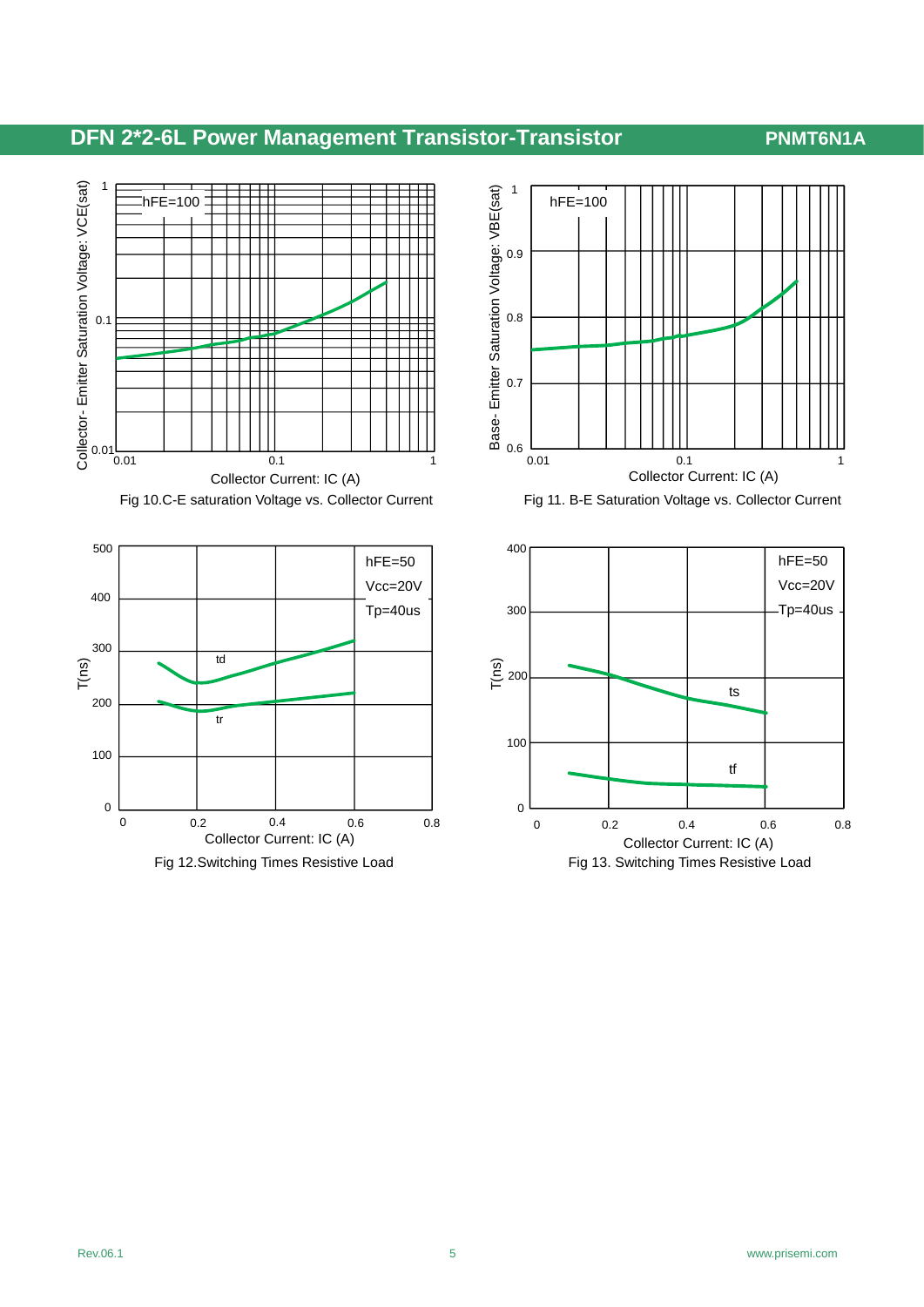## DFN 2*2-6L Power Management Transistor-Transistor

**PNMT6N1A**

hFE=100

Collector - Emitter Saturation Voltage: VCE(sat)

Collector Current: IC (A)

Fig 10.C-E saturation Voltage vs. Collector Current

hFE=100

Base- Emitter Saturation Voltage: VBE(sat)

Collector Current: IC (A)

Fig 11. B-E Saturation Voltage vs. Collector Current

hFE=50
Vcc=20V
Tp=40us

T(ns)

Collector Current: IC (A)

Fig 12.Switching Times Resistive Load

hFE=50
Vcc=20V
Tp=40us

T(ns)

Collector Current: IC (A)

Fig 13. Switching Times Resistive Load

Rev.06.1

www.prisemi.com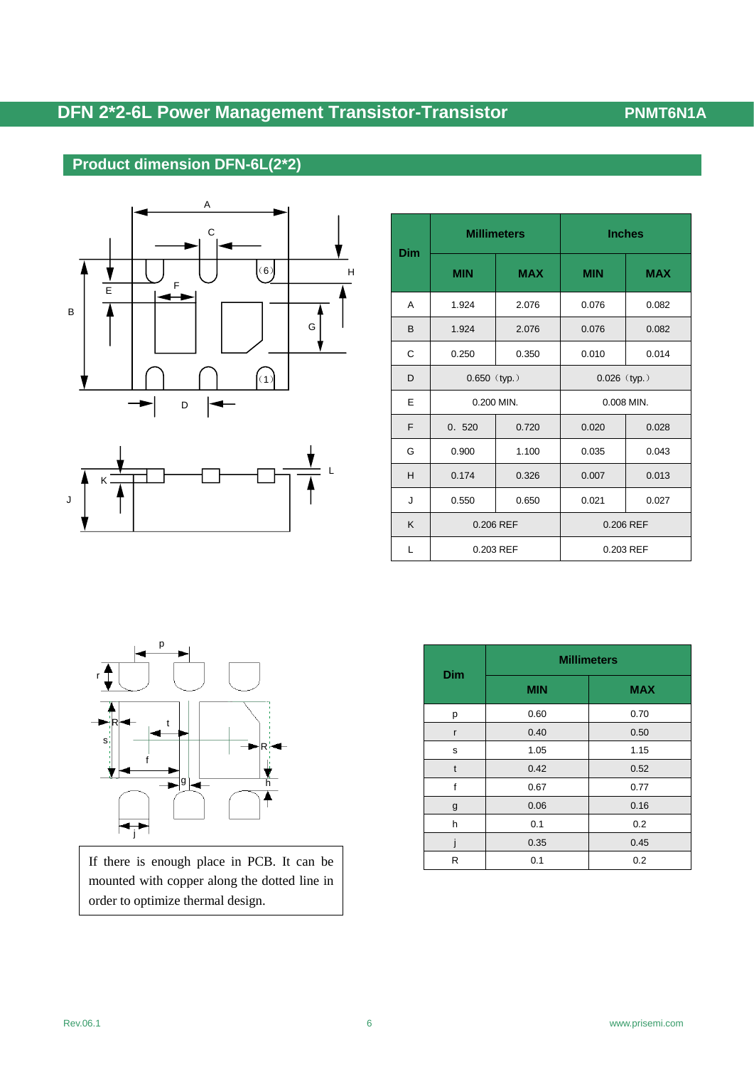## Product dimension DFN-6L(2*2)

| Dim | Millimeters | | Inches | |
|---|---|---|---|---|
| | MIN | MAX | MIN | MAX |
| A | 1.924 | 2.076 | 0.076 | 0.082 |
| B | 1.924 | 2.076 | 0.076 | 0.082 |
| C | 0.250 | 0.350 | 0.010 | 0.014 |
| D | 0.650（typ.） | | 0.026（typ.） | |
| E | 0.200 MIN. | | 0.008 MIN. | |
| F | 0．520 | 0.720 | 0.020 | 0.028 |
| G | 0.900 | 1.100 | 0.035 | 0.043 |
| H | 0.174 | 0.326 | 0.007 | 0.013 |
| J | 0.550 | 0.650 | 0.021 | 0.027 |
| K | 0.206 REF | | 0.206 REF | |
| L | 0.203 REF | | 0.203 REF | |

| Dim | Millimeters | |
|---|---|---|
| | MIN | MAX |
| p | 0.60 | 0.70 |
| r | 0.40 | 0.50 |
| s | 1.05 | 1.15 |
| t | 0.42 | 0.52 |
| f | 0.67 | 0.77 |
| g | 0.06 | 0.16 |
| h | 0.1 | 0.2 |
| j | 0.35 | 0.45 |
| R | 0.1 | 0.2 |

If there is enough place in PCB. It can be mounted with copper along the dotted line in order to optimize thermal design.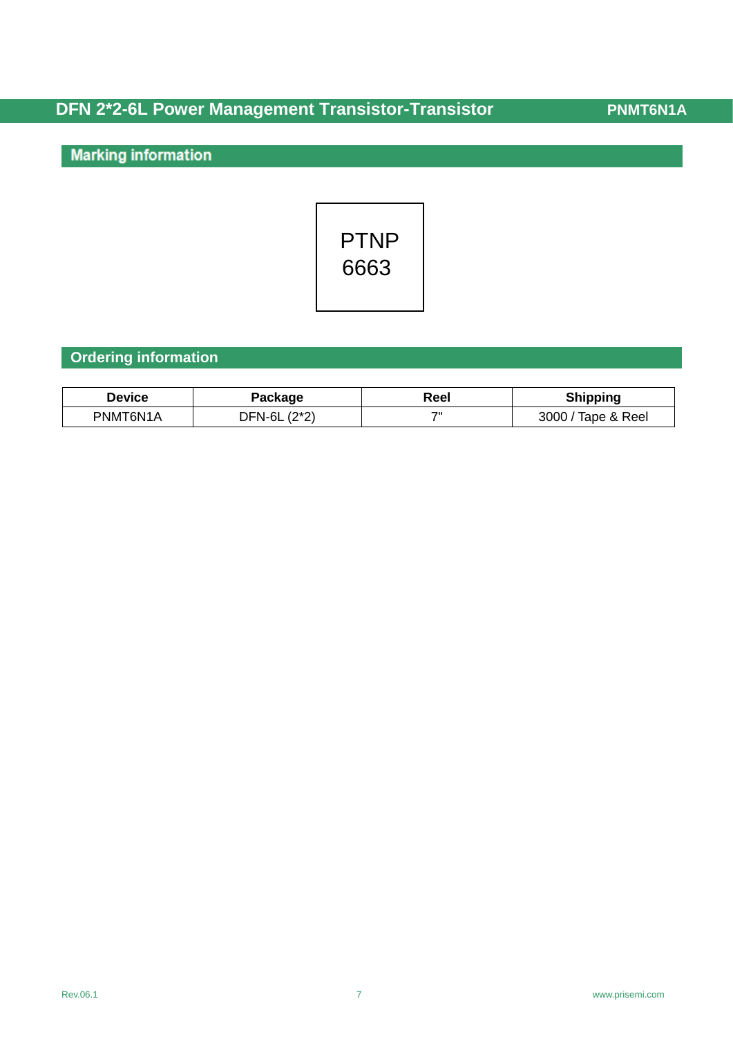## Marking information

PTNP
6663

## Ordering information

| Device | Package | Reel | Shipping |
|---|---|---|---|
| PNMT6N1A | DFN-6L (2*2) | 7" | 3000 / Tape & Reel |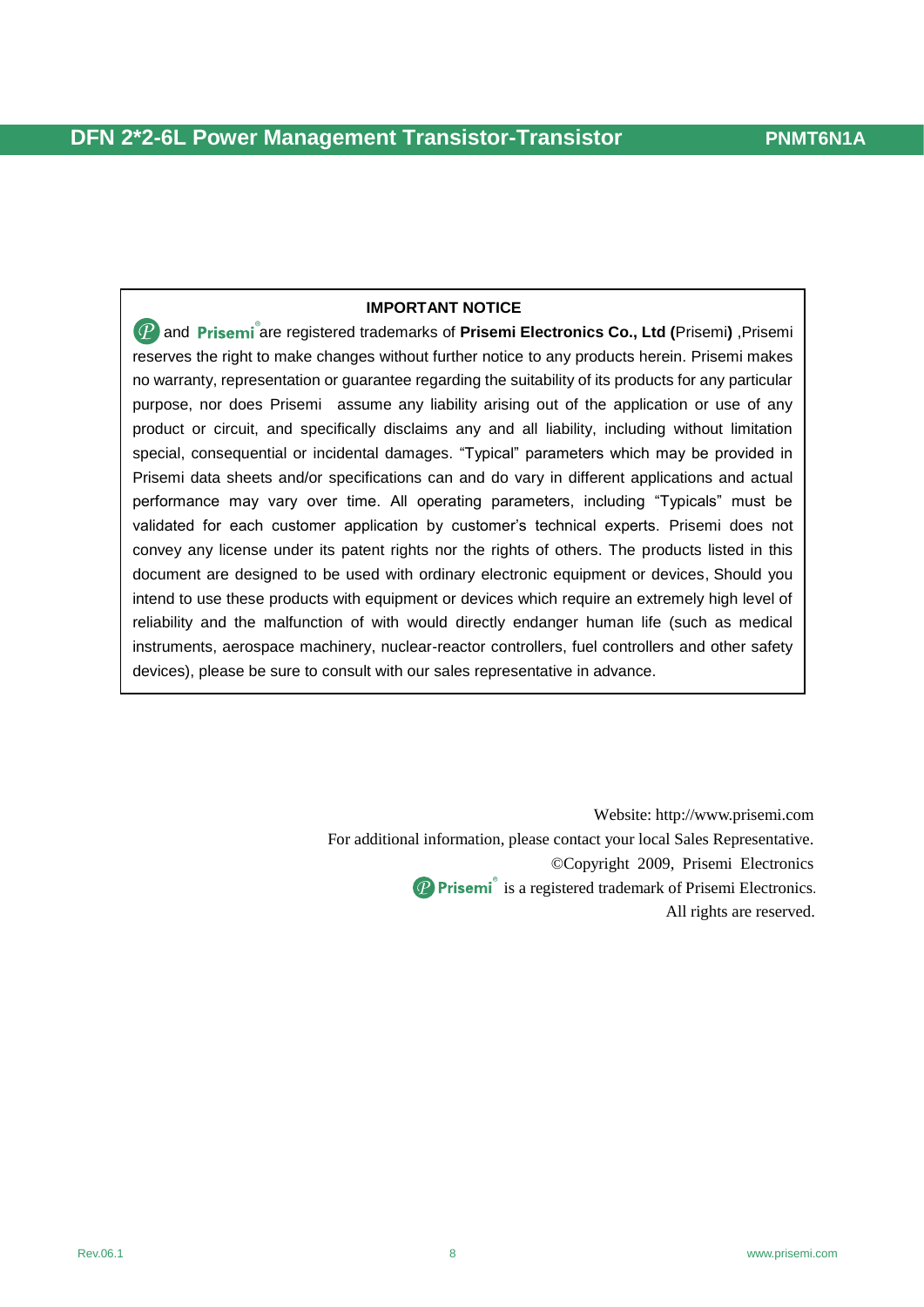**IMPORTANT NOTICE**

and **Prisemi** are registered trademarks of **Prisemi Electronics Co., Ltd (**Prisemi**)** ,Prisemi reserves the right to make changes without further notice to any products herein. Prisemi makes no warranty, representation or guarantee regarding the suitability of its products for any particular purpose, nor does Prisemi assume any liability arising out of the application or use of any product or circuit, and specifically disclaims any and all liability, including without limitation special, consequential or incidental damages. “Typical” parameters which may be provided in Prisemi data sheets and/or specifications can and do vary in different applications and actual performance may vary over time. All operating parameters, including “Typicals” must be validated for each customer application by customer’s technical experts. Prisemi does not convey any license under its patent rights nor the rights of others. The products listed in this document are designed to be used with ordinary electronic equipment or devices, Should you intend to use these products with equipment or devices which require an extremely high level of reliability and the malfunction of with would directly endanger human life (such as medical instruments, aerospace machinery, nuclear-reactor controllers, fuel controllers and other safety devices), please be sure to consult with our sales representative in advance.

Website: http://www.prisemi.com

For additional information, please contact your local Sales Representative.

©Copyright 2009, Prisemi Electronics

**Prisemi** is a registered trademark of Prisemi Electronics.

All rights are reserved.